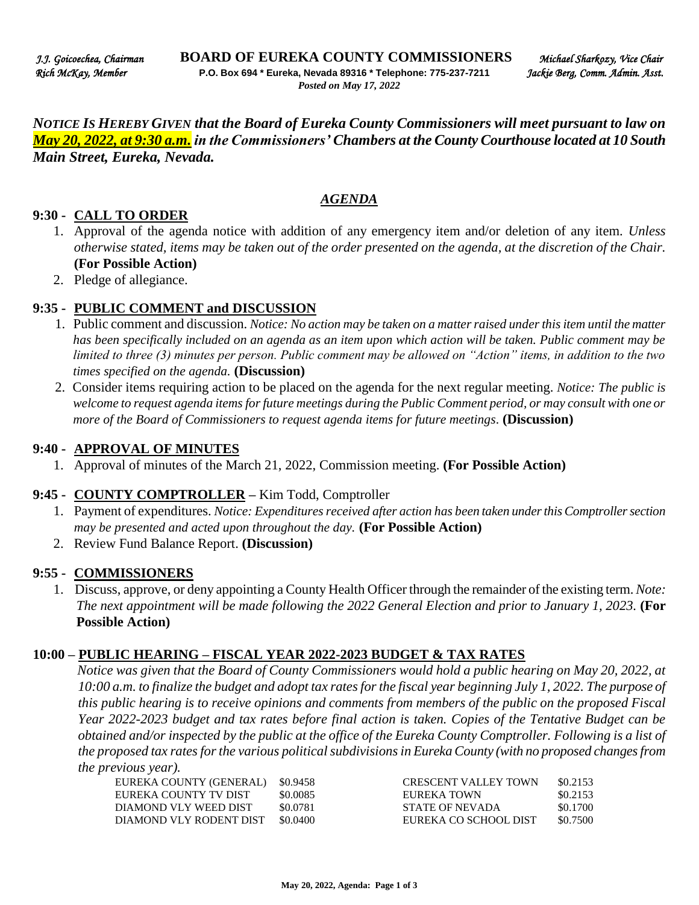*J.J. Goicoechea, Chairman* **BOARD OF EUREKA COUNTY COMMISSIONERS** *Michael Sharkozy, Vice Chair*
*Rich McKay, Member* **P.O. Box 694 * Eureka, Nevada 89316 * Telephone: 775-237-7211** *Jackie Berg, Comm. Admin. Asst.*
*Posted on May 17, 2022*

***NOTICE IS HEREBY GIVEN that the Board of Eureka County Commissioners will meet pursuant to law on May 20, 2022, at 9:30 a.m. in the Commissioners' Chambers at the County Courthouse located at 10 South Main Street, Eureka, Nevada.***

## *AGENDA*

### 9:30 - CALL TO ORDER

1. Approval of the agenda notice with addition of any emergency item and/or deletion of any item. *Unless otherwise stated, items may be taken out of the order presented on the agenda, at the discretion of the Chair.* **(For Possible Action)**
2. Pledge of allegiance.

### 9:35 - PUBLIC COMMENT and DISCUSSION

1. Public comment and discussion. *Notice: No action may be taken on a matter raised under this item until the matter has been specifically included on an agenda as an item upon which action will be taken. Public comment may be limited to three (3) minutes per person. Public comment may be allowed on "Action" items, in addition to the two times specified on the agenda.* **(Discussion)**
2. Consider items requiring action to be placed on the agenda for the next regular meeting. *Notice: The public is welcome to request agenda items for future meetings during the Public Comment period, or may consult with one or more of the Board of Commissioners to request agenda items for future meetings.* **(Discussion)**

### 9:40 - APPROVAL OF MINUTES

1. Approval of minutes of the March 21, 2022, Commission meeting. **(For Possible Action)**

### 9:45 - COUNTY COMPTROLLER – Kim Todd, Comptroller

1. Payment of expenditures. *Notice: Expenditures received after action has been taken under this Comptroller section may be presented and acted upon throughout the day.* **(For Possible Action)**
2. Review Fund Balance Report. **(Discussion)**

### 9:55 - COMMISSIONERS

1. Discuss, approve, or deny appointing a County Health Officer through the remainder of the existing term. *Note: The next appointment will be made following the 2022 General Election and prior to January 1, 2023.* **(For Possible Action)**

### 10:00 – PUBLIC HEARING – FISCAL YEAR 2022-2023 BUDGET & TAX RATES

*Notice was given that the Board of County Commissioners would hold a public hearing on May 20, 2022, at 10:00 a.m. to finalize the budget and adopt tax rates for the fiscal year beginning July 1, 2022. The purpose of this public hearing is to receive opinions and comments from members of the public on the proposed Fiscal Year 2022-2023 budget and tax rates before final action is taken. Copies of the Tentative Budget can be obtained and/or inspected by the public at the office of the Eureka County Comptroller. Following is a list of the proposed tax rates for the various political subdivisions in Eureka County (with no proposed changes from the previous year).*

| | | | |
|---|---|---|---|
| EUREKA COUNTY (GENERAL) | \$0.9458 | CRESCENT VALLEY TOWN | \$0.2153 |
| EUREKA COUNTY TV DIST | \$0.0085 | EUREKA TOWN | \$0.2153 |
| DIAMOND VLY WEED DIST | \$0.0781 | STATE OF NEVADA | \$0.1700 |
| DIAMOND VLY RODENT DIST | \$0.0400 | EUREKA CO SCHOOL DIST | \$0.7500 |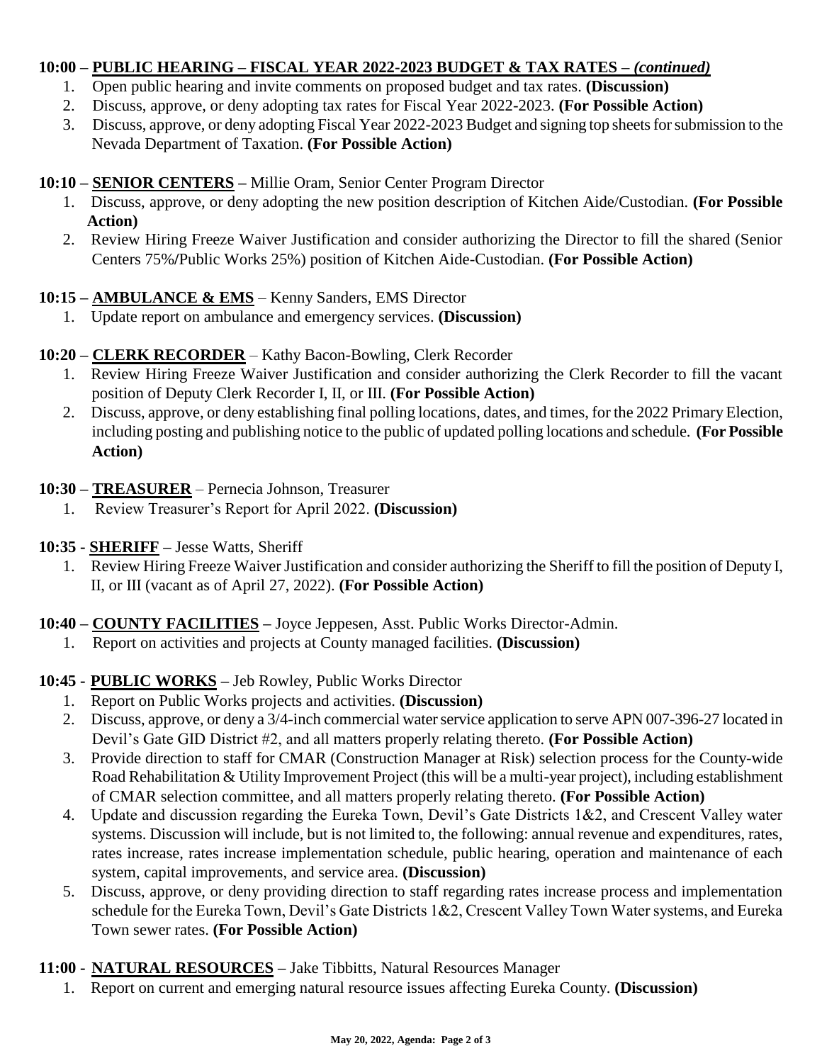**10:00 – <u>PUBLIC HEARING – FISCAL YEAR 2022-2023 BUDGET & TAX RATES</u> – *(continued)***

1. Open public hearing and invite comments on proposed budget and tax rates. **(Discussion)**
2. Discuss, approve, or deny adopting tax rates for Fiscal Year 2022-2023. **(For Possible Action)**
3. Discuss, approve, or deny adopting Fiscal Year 2022-2023 Budget and signing top sheets for submission to the Nevada Department of Taxation. **(For Possible Action)**

**10:10 – <u>SENIOR CENTERS</u> –** Millie Oram, Senior Center Program Director

1. Discuss, approve, or deny adopting the new position description of Kitchen Aide/Custodian. **(For Possible Action)**
2. Review Hiring Freeze Waiver Justification and consider authorizing the Director to fill the shared (Senior Centers 75%/Public Works 25%) position of Kitchen Aide-Custodian. **(For Possible Action)**

**10:15 – <u>AMBULANCE & EMS</u>** – Kenny Sanders, EMS Director

1. Update report on ambulance and emergency services. **(Discussion)**

**10:20 – <u>CLERK RECORDER</u>** – Kathy Bacon-Bowling, Clerk Recorder

1. Review Hiring Freeze Waiver Justification and consider authorizing the Clerk Recorder to fill the vacant position of Deputy Clerk Recorder I, II, or III. **(For Possible Action)**
2. Discuss, approve, or deny establishing final polling locations, dates, and times, for the 2022 Primary Election, including posting and publishing notice to the public of updated polling locations and schedule. **(For Possible Action)**

**10:30 – <u>TREASURER</u>** – Pernecia Johnson, Treasurer

1. Review Treasurer's Report for April 2022. **(Discussion)**

**10:35 - <u>SHERIFF</u> –** Jesse Watts, Sheriff

1. Review Hiring Freeze Waiver Justification and consider authorizing the Sheriff to fill the position of Deputy I, II, or III (vacant as of April 27, 2022). **(For Possible Action)**

**10:40 – <u>COUNTY FACILITIES</u> –** Joyce Jeppesen, Asst. Public Works Director-Admin.

1. Report on activities and projects at County managed facilities. **(Discussion)**

**10:45 - <u>PUBLIC WORKS</u> –** Jeb Rowley, Public Works Director

1. Report on Public Works projects and activities. **(Discussion)**
2. Discuss, approve, or deny a 3/4-inch commercial water service application to serve APN 007-396-27 located in Devil's Gate GID District #2, and all matters properly relating thereto. **(For Possible Action)**
3. Provide direction to staff for CMAR (Construction Manager at Risk) selection process for the County-wide Road Rehabilitation & Utility Improvement Project (this will be a multi-year project), including establishment of CMAR selection committee, and all matters properly relating thereto. **(For Possible Action)**
4. Update and discussion regarding the Eureka Town, Devil's Gate Districts 1&2, and Crescent Valley water systems. Discussion will include, but is not limited to, the following: annual revenue and expenditures, rates, rates increase, rates increase implementation schedule, public hearing, operation and maintenance of each system, capital improvements, and service area. **(Discussion)**
5. Discuss, approve, or deny providing direction to staff regarding rates increase process and implementation schedule for the Eureka Town, Devil's Gate Districts 1&2, Crescent Valley Town Water systems, and Eureka Town sewer rates. **(For Possible Action)**

**11:00 - <u>NATURAL RESOURCES</u> –** Jake Tibbitts, Natural Resources Manager

1. Report on current and emerging natural resource issues affecting Eureka County. **(Discussion)**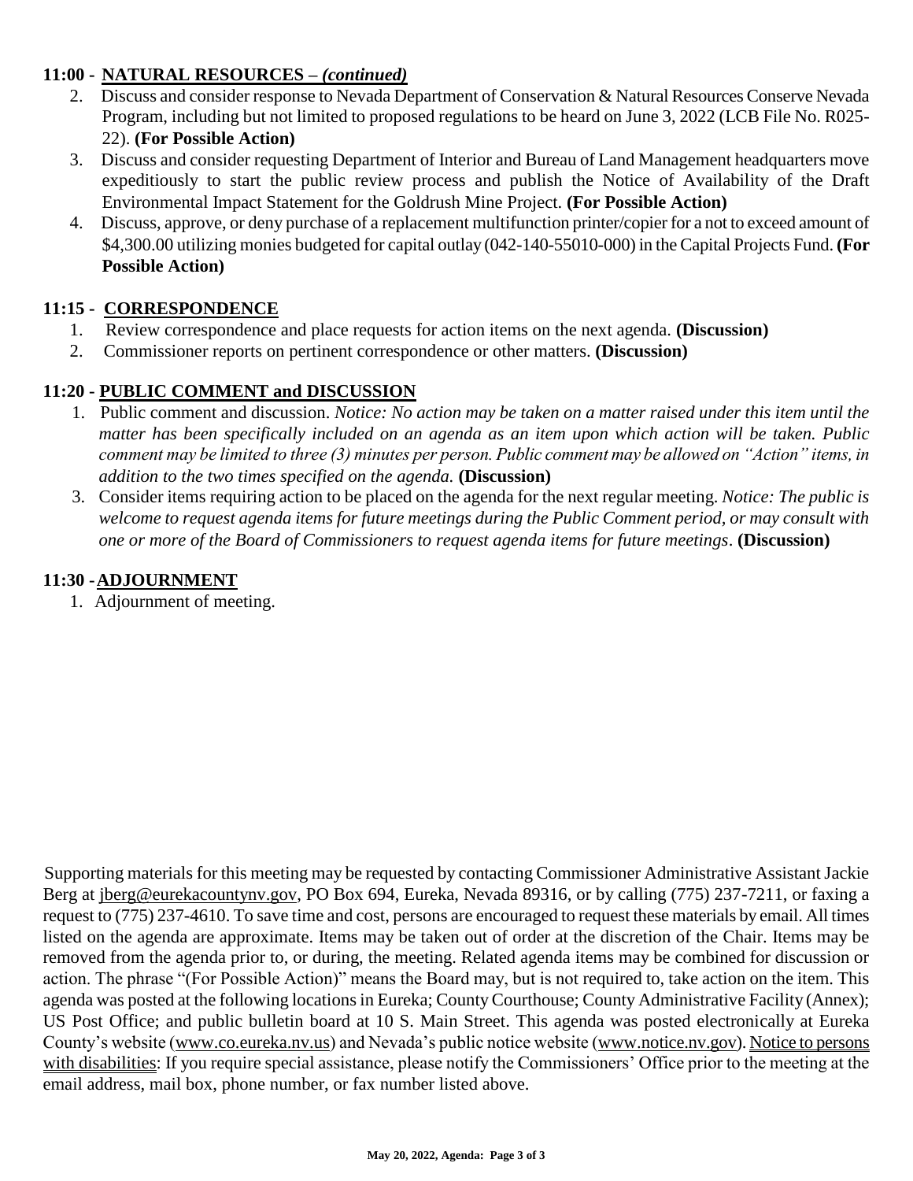## 11:00 - **NATURAL RESOURCES –** ***(continued)***

2. Discuss and consider response to Nevada Department of Conservation & Natural Resources Conserve Nevada Program, including but not limited to proposed regulations to be heard on June 3, 2022 (LCB File No. R025-22). **(For Possible Action)**
3. Discuss and consider requesting Department of Interior and Bureau of Land Management headquarters move expeditiously to start the public review process and publish the Notice of Availability of the Draft Environmental Impact Statement for the Goldrush Mine Project. **(For Possible Action)**
4. Discuss, approve, or deny purchase of a replacement multifunction printer/copier for a not to exceed amount of $4,300.00 utilizing monies budgeted for capital outlay (042-140-55010-000) in the Capital Projects Fund. **(For Possible Action)**

## 11:15 - **CORRESPONDENCE**

1. Review correspondence and place requests for action items on the next agenda. **(Discussion)**
2. Commissioner reports on pertinent correspondence or other matters. **(Discussion)**

## 11:20 - **PUBLIC COMMENT and DISCUSSION**

1. Public comment and discussion. *Notice: No action may be taken on a matter raised under this item until the matter has been specifically included on an agenda as an item upon which action will be taken. Public comment may be limited to three (3) minutes per person. Public comment may be allowed on "Action" items, in addition to the two times specified on the agenda.* **(Discussion)**
3. Consider items requiring action to be placed on the agenda for the next regular meeting. *Notice: The public is welcome to request agenda items for future meetings during the Public Comment period, or may consult with one or more of the Board of Commissioners to request agenda items for future meetings*. **(Discussion)**

## 11:30 - **ADJOURNMENT**

1. Adjournment of meeting.

Supporting materials for this meeting may be requested by contacting Commissioner Administrative Assistant Jackie Berg at jberg@eurekacountynv.gov, PO Box 694, Eureka, Nevada 89316, or by calling (775) 237-7211, or faxing a request to (775) 237-4610. To save time and cost, persons are encouraged to request these materials by email. All times listed on the agenda are approximate. Items may be taken out of order at the discretion of the Chair. Items may be removed from the agenda prior to, or during, the meeting. Related agenda items may be combined for discussion or action. The phrase "(For Possible Action)" means the Board may, but is not required to, take action on the item. This agenda was posted at the following locations in Eureka; County Courthouse; County Administrative Facility (Annex); US Post Office; and public bulletin board at 10 S. Main Street. This agenda was posted electronically at Eureka County's website (www.co.eureka.nv.us) and Nevada's public notice website (www.notice.nv.gov). Notice to persons with disabilities: If you require special assistance, please notify the Commissioners' Office prior to the meeting at the email address, mail box, phone number, or fax number listed above.